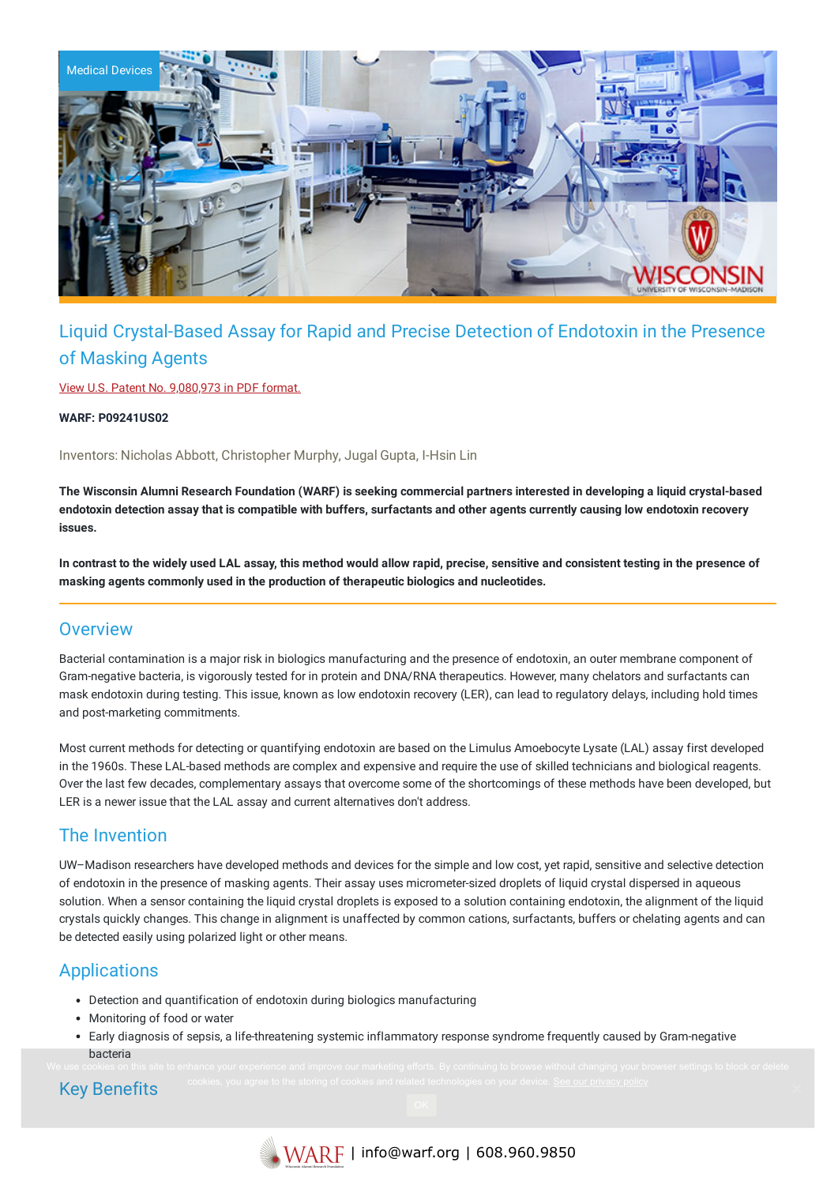Medical Devices

# Liquid Crystal-Based Assay for Rapid and Precise Detection of Endotoxin in the Presence of Masking Agents

View U.S. Patent No. 9,080,973 in PDF format.

**WARF: P09241US02**

Inventors: Nicholas Abbott, Christopher Murphy, Jugal Gupta, I-Hsin Lin

**The Wisconsin Alumni Research Foundation (WARF) is seeking commercial partners interested in developing a liquid crystal-based endotoxin detection assay that is compatible with buffers, surfactants and other agents currently causing low endotoxin recovery issues.**

**In contrast to the widely used LAL assay, this method would allow rapid, precise, sensitive and consistent testing in the presence of masking agents commonly used in the production of therapeutic biologics and nucleotides.**

## Overview

Bacterial contamination is a major risk in biologics manufacturing and the presence of endotoxin, an outer membrane component of Gram-negative bacteria, is vigorously tested for in protein and DNA/RNA therapeutics. However, many chelators and surfactants can mask endotoxin during testing. This issue, known as low endotoxin recovery (LER), can lead to regulatory delays, including hold times and post-marketing commitments.

Most current methods for detecting or quantifying endotoxin are based on the Limulus Amoebocyte Lysate (LAL) assay first developed in the 1960s. These LAL-based methods are complex and expensive and require the use of skilled technicians and biological reagents. Over the last few decades, complementary assays that overcome some of the shortcomings of these methods have been developed, but LER is a newer issue that the LAL assay and current alternatives don't address.

## The Invention

UW–Madison researchers have developed methods and devices for the simple and low cost, yet rapid, sensitive and selective detection of endotoxin in the presence of masking agents. Their assay uses micrometer-sized droplets of liquid crystal dispersed in aqueous solution. When a sensor containing the liquid crystal droplets is exposed to a solution containing endotoxin, the alignment of the liquid crystals quickly changes. This change in alignment is unaffected by common cations, surfactants, buffers or chelating agents and can be detected easily using polarized light or other means.

## Applications

- Detection and quantification of endotoxin during biologics manufacturing
- Monitoring of food or water
- Early diagnosis of sepsis, a life-threatening systemic inflammatory response syndrome frequently caused by Gram-negative bacteria

We use cookies on this site to enhance your experience and improve our marketing efforts. By continuing to browse without changing your browser settings to block or delete cookies, you agree to the storing of cookies and related technologies on your device. See our privacy policy

OK

## Key Benefits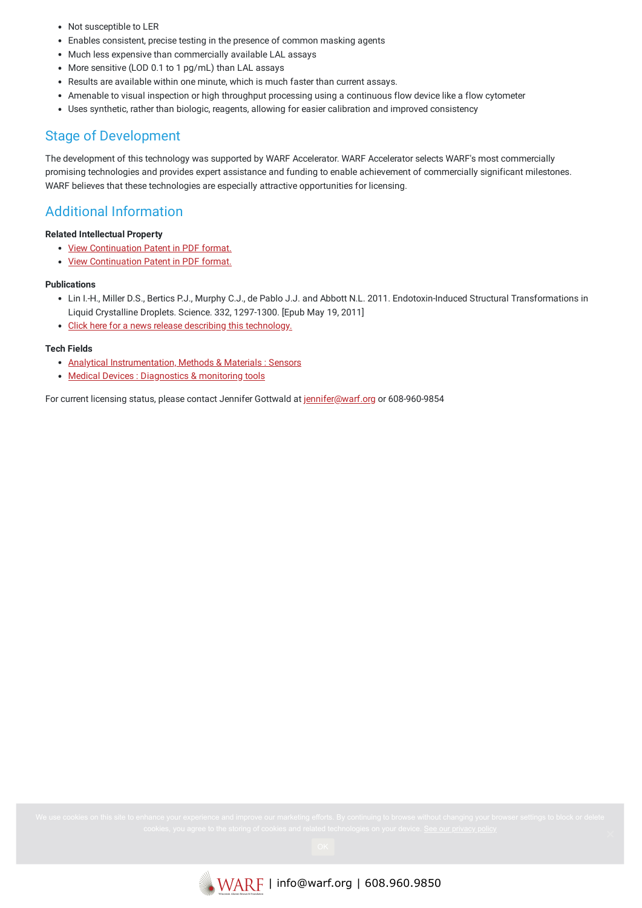- Not susceptible to LER
- Enables consistent, precise testing in the presence of common masking agents
- Much less expensive than commercially available LAL assays
- More sensitive (LOD 0.1 to 1 pg/mL) than LAL assays
- Results are available within one minute, which is much faster than current assays.
- Amenable to visual inspection or high throughput processing using a continuous flow device like a flow cytometer
- Uses synthetic, rather than biologic, reagents, allowing for easier calibration and improved consistency

## Stage of Development

The development of this technology was supported by WARF Accelerator. WARF Accelerator selects WARF's most commercially promising technologies and provides expert assistance and funding to enable achievement of commercially significant milestones. WARF believes that these technologies are especially attractive opportunities for licensing.

## Additional Information

**Related Intellectual Property**

- View Continuation Patent in PDF format.
- View Continuation Patent in PDF format.

**Publications**

- Lin I.-H., Miller D.S., Bertics P.J., Murphy C.J., de Pablo J.J. and Abbott N.L. 2011. Endotoxin-Induced Structural Transformations in Liquid Crystalline Droplets. Science. 332, 1297-1300. [Epub May 19, 2011]
- Click here for a news release describing this technology.

**Tech Fields**

- Analytical Instrumentation, Methods & Materials : Sensors
- Medical Devices : Diagnostics & monitoring tools

For current licensing status, please contact Jennifer Gottwald at jennifer@warf.org or 608-960-9854